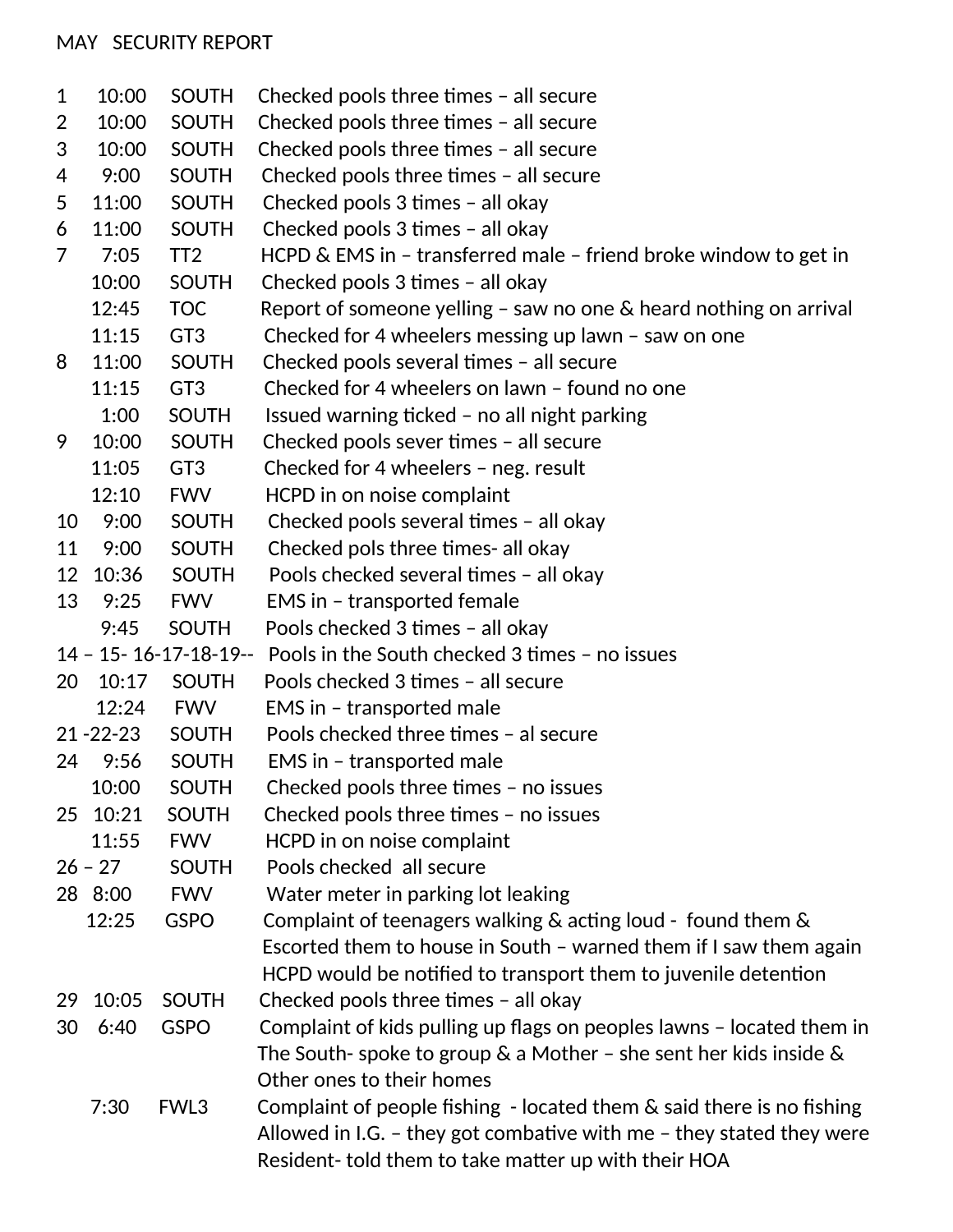MAY SECURITY REPORT

| Day | Time | Location | Report |
|---|---|---|---|
| 1 | 10:00 | SOUTH | Checked pools three times – all secure |
| 2 | 10:00 | SOUTH | Checked pools three times – all secure |
| 3 | 10:00 | SOUTH | Checked pools three times – all secure |
| 4 | 9:00 | SOUTH | Checked pools three times – all secure |
| 5 | 11:00 | SOUTH | Checked pools 3 times – all okay |
| 6 | 11:00 | SOUTH | Checked pools 3 times – all okay |
| 7 | 7:05 | TT2 | HCPD & EMS in – transferred male – friend broke window to get in |
| | 10:00 | SOUTH | Checked pools 3 times – all okay |
| | 12:45 | TOC | Report of someone yelling – saw no one & heard nothing on arrival |
| | 11:15 | GT3 | Checked for 4 wheelers messing up lawn – saw on one |
| 8 | 11:00 | SOUTH | Checked pools several times – all secure |
| | 11:15 | GT3 | Checked for 4 wheelers on lawn – found no one |
| | 1:00 | SOUTH | Issued warning ticked – no all night parking |
| 9 | 10:00 | SOUTH | Checked pools sever times – all secure |
| | 11:05 | GT3 | Checked for 4 wheelers – neg. result |
| | 12:10 | FWV | HCPD in on noise complaint |
| 10 | 9:00 | SOUTH | Checked pools several times – all okay |
| 11 | 9:00 | SOUTH | Checked pols three times- all okay |
| 12 | 10:36 | SOUTH | Pools checked several times – all okay |
| 13 | 9:25 | FWV | EMS in – transported female |
| | 9:45 | SOUTH | Pools checked 3 times – all okay |
| 14 – 15- 16-17-18-19-- | | | Pools in the South checked 3 times – no issues |
| 20 | 10:17 | SOUTH | Pools checked 3 times – all secure |
| | 12:24 | FWV | EMS in – transported male |
| 21 -22-23 | | SOUTH | Pools checked three times – al secure |
| 24 | 9:56 | SOUTH | EMS in – transported male |
| | 10:00 | SOUTH | Checked pools three times – no issues |
| 25 | 10:21 | SOUTH | Checked pools three times – no issues |
| | 11:55 | FWV | HCPD in on noise complaint |
| 26 – 27 | | SOUTH | Pools checked all secure |
| 28 | 8:00 | FWV | Water meter in parking lot leaking |
| | 12:25 | GSPO | Complaint of teenagers walking & acting loud - found them & Escorted them to house in South – warned them if I saw them again HCPD would be notified to transport them to juvenile detention |
| 29 | 10:05 | SOUTH | Checked pools three times – all okay |
| 30 | 6:40 | GSPO | Complaint of kids pulling up flags on peoples lawns – located them in The South- spoke to group & a Mother – she sent her kids inside & Other ones to their homes |
| | 7:30 | FWL3 | Complaint of people fishing - located them & said there is no fishing Allowed in I.G. – they got combative with me – they stated they were Resident- told them to take matter up with their HOA |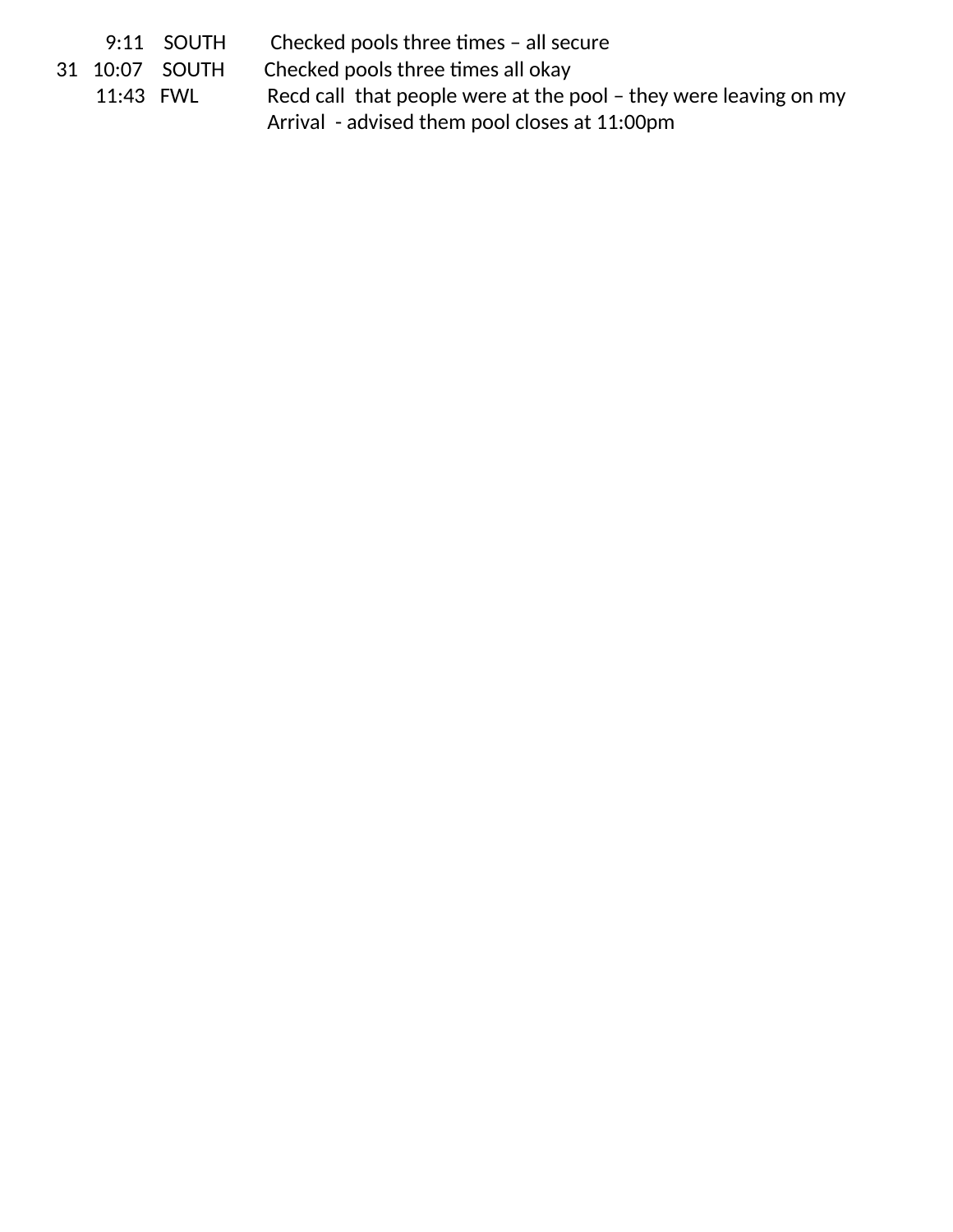| | | | |
|---|---|---|---|
| | 9:11 | SOUTH | Checked pools three times – all secure |
| 31 | 10:07 | SOUTH | Checked pools three times all okay |
| | 11:43 | FWL | Recd call that people were at the pool – they were leaving on my Arrival - advised them pool closes at 11:00pm |